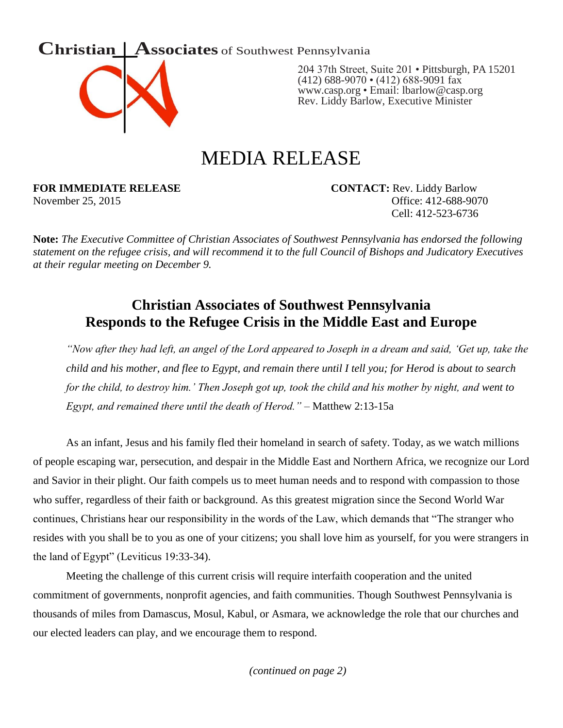**Christian Associates** of Southwest Pennsylvania

204 37th Street, Suite 201 • Pittsburgh, PA 15201
(412) 688-9070 • (412) 688-9091 fax
www.casp.org • Email: lbarlow@casp.org
Rev. Liddy Barlow, Executive Minister

# MEDIA RELEASE

**FOR IMMEDIATE RELEASE**
November 25, 2015

**CONTACT:** Rev. Liddy Barlow
Office: 412-688-9070
Cell: 412-523-6736

**Note:** *The Executive Committee of Christian Associates of Southwest Pennsylvania has endorsed the following statement on the refugee crisis, and will recommend it to the full Council of Bishops and Judicatory Executives at their regular meeting on December 9.*

## Christian Associates of Southwest Pennsylvania Responds to the Refugee Crisis in the Middle East and Europe

> *"Now after they had left, an angel of the Lord appeared to Joseph in a dream and said, 'Get up, take the child and his mother, and flee to Egypt, and remain there until I tell you; for Herod is about to search for the child, to destroy him.' Then Joseph got up, took the child and his mother by night, and went to Egypt, and remained there until the death of Herod."* – Matthew 2:13-15a

As an infant, Jesus and his family fled their homeland in search of safety. Today, as we watch millions of people escaping war, persecution, and despair in the Middle East and Northern Africa, we recognize our Lord and Savior in their plight. Our faith compels us to meet human needs and to respond with compassion to those who suffer, regardless of their faith or background. As this greatest migration since the Second World War continues, Christians hear our responsibility in the words of the Law, which demands that "The stranger who resides with you shall be to you as one of your citizens; you shall love him as yourself, for you were strangers in the land of Egypt" (Leviticus 19:33-34).

Meeting the challenge of this current crisis will require interfaith cooperation and the united commitment of governments, nonprofit agencies, and faith communities. Though Southwest Pennsylvania is thousands of miles from Damascus, Mosul, Kabul, or Asmara, we acknowledge the role that our churches and our elected leaders can play, and we encourage them to respond.

*(continued on page 2)*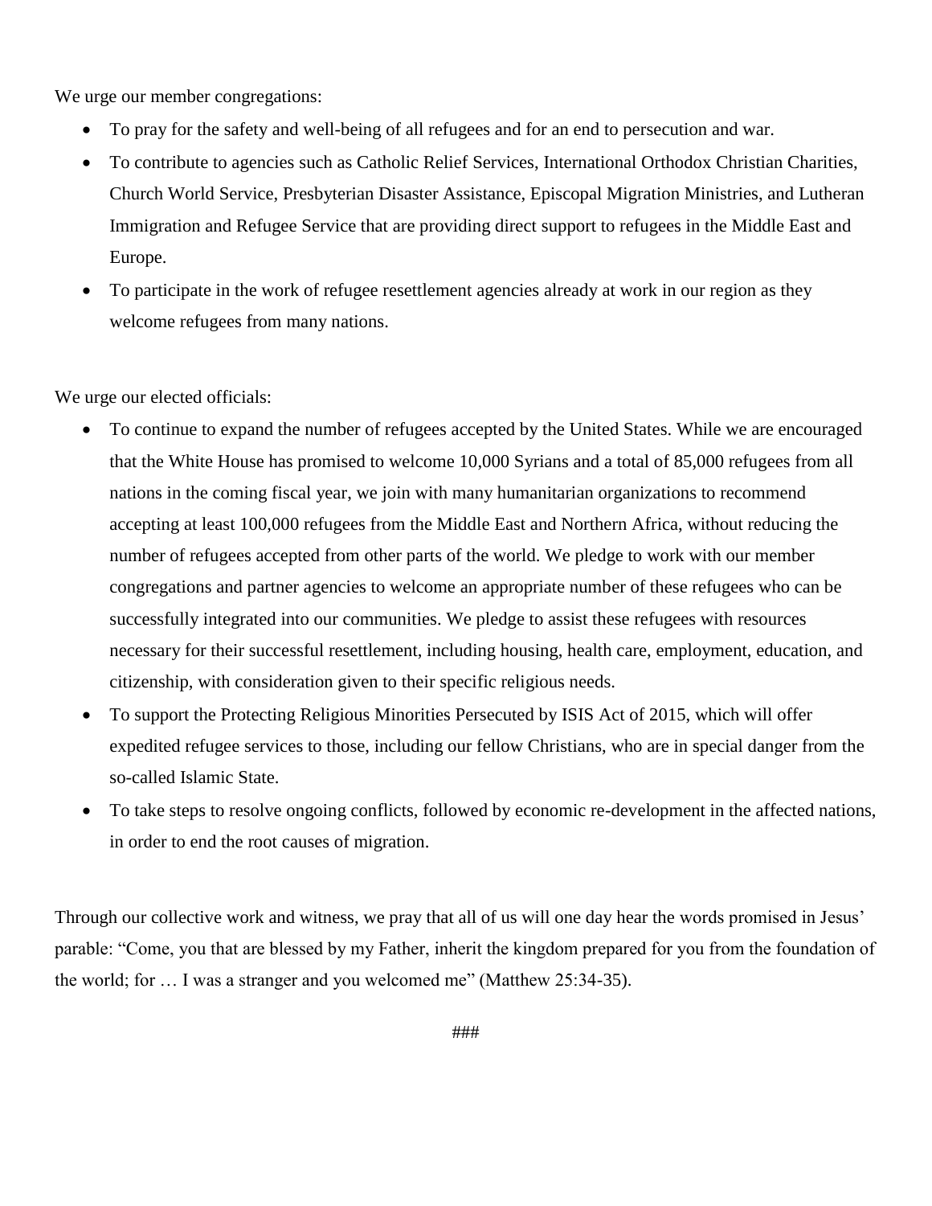We urge our member congregations:

- To pray for the safety and well-being of all refugees and for an end to persecution and war.
- To contribute to agencies such as Catholic Relief Services, International Orthodox Christian Charities, Church World Service, Presbyterian Disaster Assistance, Episcopal Migration Ministries, and Lutheran Immigration and Refugee Service that are providing direct support to refugees in the Middle East and Europe.
- To participate in the work of refugee resettlement agencies already at work in our region as they welcome refugees from many nations.

We urge our elected officials:

- To continue to expand the number of refugees accepted by the United States. While we are encouraged that the White House has promised to welcome 10,000 Syrians and a total of 85,000 refugees from all nations in the coming fiscal year, we join with many humanitarian organizations to recommend accepting at least 100,000 refugees from the Middle East and Northern Africa, without reducing the number of refugees accepted from other parts of the world. We pledge to work with our member congregations and partner agencies to welcome an appropriate number of these refugees who can be successfully integrated into our communities. We pledge to assist these refugees with resources necessary for their successful resettlement, including housing, health care, employment, education, and citizenship, with consideration given to their specific religious needs.
- To support the Protecting Religious Minorities Persecuted by ISIS Act of 2015, which will offer expedited refugee services to those, including our fellow Christians, who are in special danger from the so-called Islamic State.
- To take steps to resolve ongoing conflicts, followed by economic re-development in the affected nations, in order to end the root causes of migration.

Through our collective work and witness, we pray that all of us will one day hear the words promised in Jesus' parable: "Come, you that are blessed by my Father, inherit the kingdom prepared for you from the foundation of the world; for … I was a stranger and you welcomed me" (Matthew 25:34-35).

###